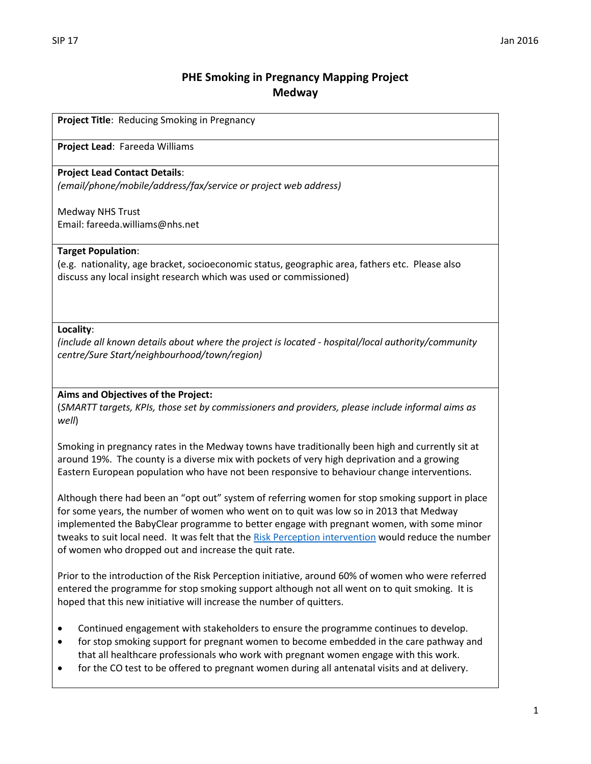# PHE Smoking in Pregnancy Mapping Project
## Medway

**Project Title**: Reducing Smoking in Pregnancy

**Project Lead**: Fareeda Williams

**Project Lead Contact Details**:
*(email/phone/mobile/address/fax/service or project web address)*

Medway NHS Trust
Email: fareeda.williams@nhs.net

**Target Population**:
(e.g. nationality, age bracket, socioeconomic status, geographic area, fathers etc. Please also discuss any local insight research which was used or commissioned)

**Locality**:
*(include all known details about where the project is located - hospital/local authority/community centre/Sure Start/neighbourhood/town/region)*

**Aims and Objectives of the Project:**
(*SMARTT targets, KPIs, those set by commissioners and providers, please include informal aims as well*)

Smoking in pregnancy rates in the Medway towns have traditionally been high and currently sit at around 19%. The county is a diverse mix with pockets of very high deprivation and a growing Eastern European population who have not been responsive to behaviour change interventions.

Although there had been an "opt out" system of referring women for stop smoking support in place for some years, the number of women who went on to quit was low so in 2013 that Medway implemented the BabyClear programme to better engage with pregnant women, with some minor tweaks to suit local need. It was felt that the Risk Perception intervention would reduce the number of women who dropped out and increase the quit rate.

Prior to the introduction of the Risk Perception initiative, around 60% of women who were referred entered the programme for stop smoking support although not all went on to quit smoking. It is hoped that this new initiative will increase the number of quitters.

- Continued engagement with stakeholders to ensure the programme continues to develop.
- for stop smoking support for pregnant women to become embedded in the care pathway and that all healthcare professionals who work with pregnant women engage with this work.
- for the CO test to be offered to pregnant women during all antenatal visits and at delivery.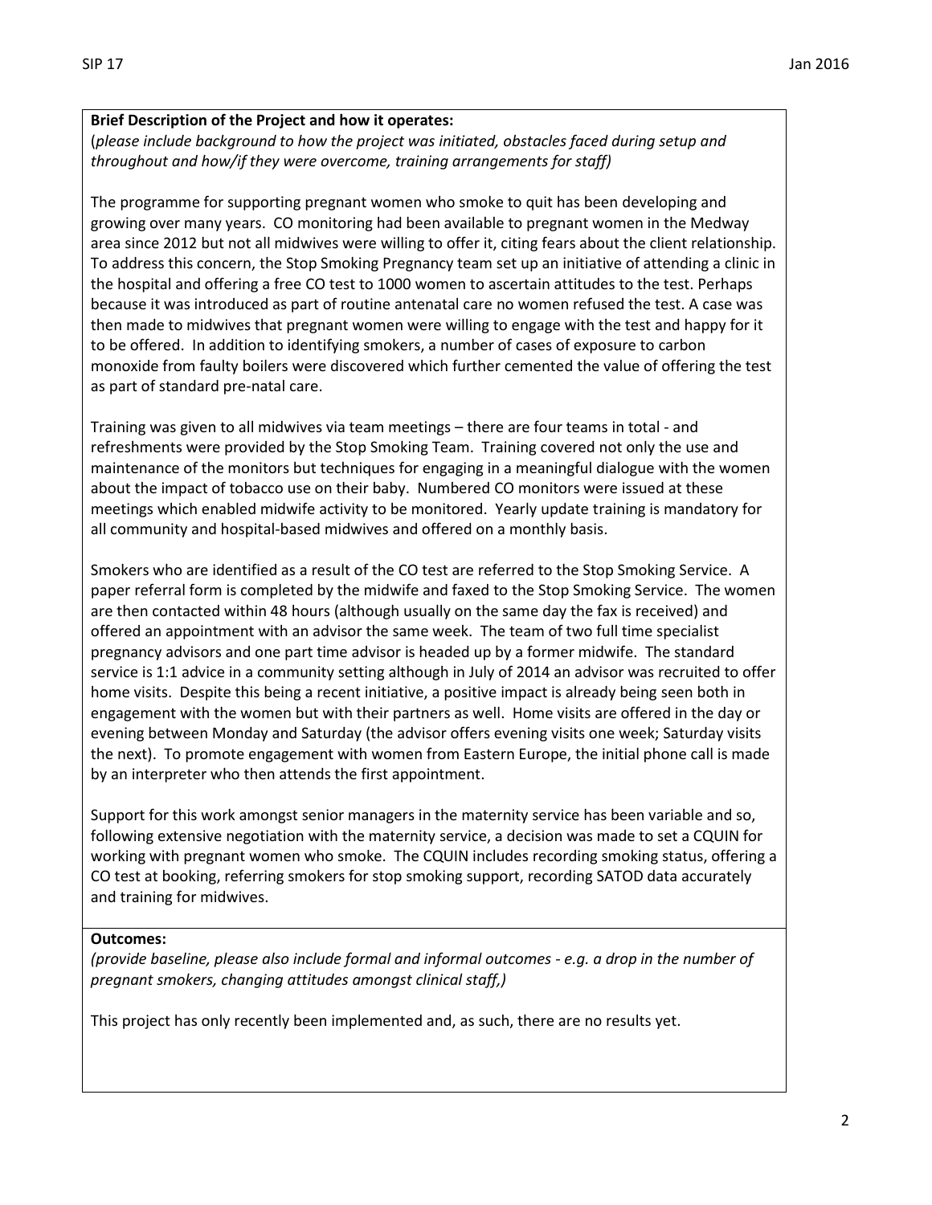**Brief Description of the Project and how it operates:**
(*please include background to how the project was initiated, obstacles faced during setup and throughout and how/if they were overcome, training arrangements for staff)*

The programme for supporting pregnant women who smoke to quit has been developing and growing over many years. CO monitoring had been available to pregnant women in the Medway area since 2012 but not all midwives were willing to offer it, citing fears about the client relationship. To address this concern, the Stop Smoking Pregnancy team set up an initiative of attending a clinic in the hospital and offering a free CO test to 1000 women to ascertain attitudes to the test. Perhaps because it was introduced as part of routine antenatal care no women refused the test. A case was then made to midwives that pregnant women were willing to engage with the test and happy for it to be offered. In addition to identifying smokers, a number of cases of exposure to carbon monoxide from faulty boilers were discovered which further cemented the value of offering the test as part of standard pre-natal care.

Training was given to all midwives via team meetings – there are four teams in total - and refreshments were provided by the Stop Smoking Team. Training covered not only the use and maintenance of the monitors but techniques for engaging in a meaningful dialogue with the women about the impact of tobacco use on their baby. Numbered CO monitors were issued at these meetings which enabled midwife activity to be monitored. Yearly update training is mandatory for all community and hospital-based midwives and offered on a monthly basis.

Smokers who are identified as a result of the CO test are referred to the Stop Smoking Service. A paper referral form is completed by the midwife and faxed to the Stop Smoking Service. The women are then contacted within 48 hours (although usually on the same day the fax is received) and offered an appointment with an advisor the same week. The team of two full time specialist pregnancy advisors and one part time advisor is headed up by a former midwife. The standard service is 1:1 advice in a community setting although in July of 2014 an advisor was recruited to offer home visits. Despite this being a recent initiative, a positive impact is already being seen both in engagement with the women but with their partners as well. Home visits are offered in the day or evening between Monday and Saturday (the advisor offers evening visits one week; Saturday visits the next). To promote engagement with women from Eastern Europe, the initial phone call is made by an interpreter who then attends the first appointment.

Support for this work amongst senior managers in the maternity service has been variable and so, following extensive negotiation with the maternity service, a decision was made to set a CQUIN for working with pregnant women who smoke. The CQUIN includes recording smoking status, offering a CO test at booking, referring smokers for stop smoking support, recording SATOD data accurately and training for midwives.

**Outcomes:**
*(provide baseline, please also include formal and informal outcomes - e.g. a drop in the number of pregnant smokers, changing attitudes amongst clinical staff,)*

This project has only recently been implemented and, as such, there are no results yet.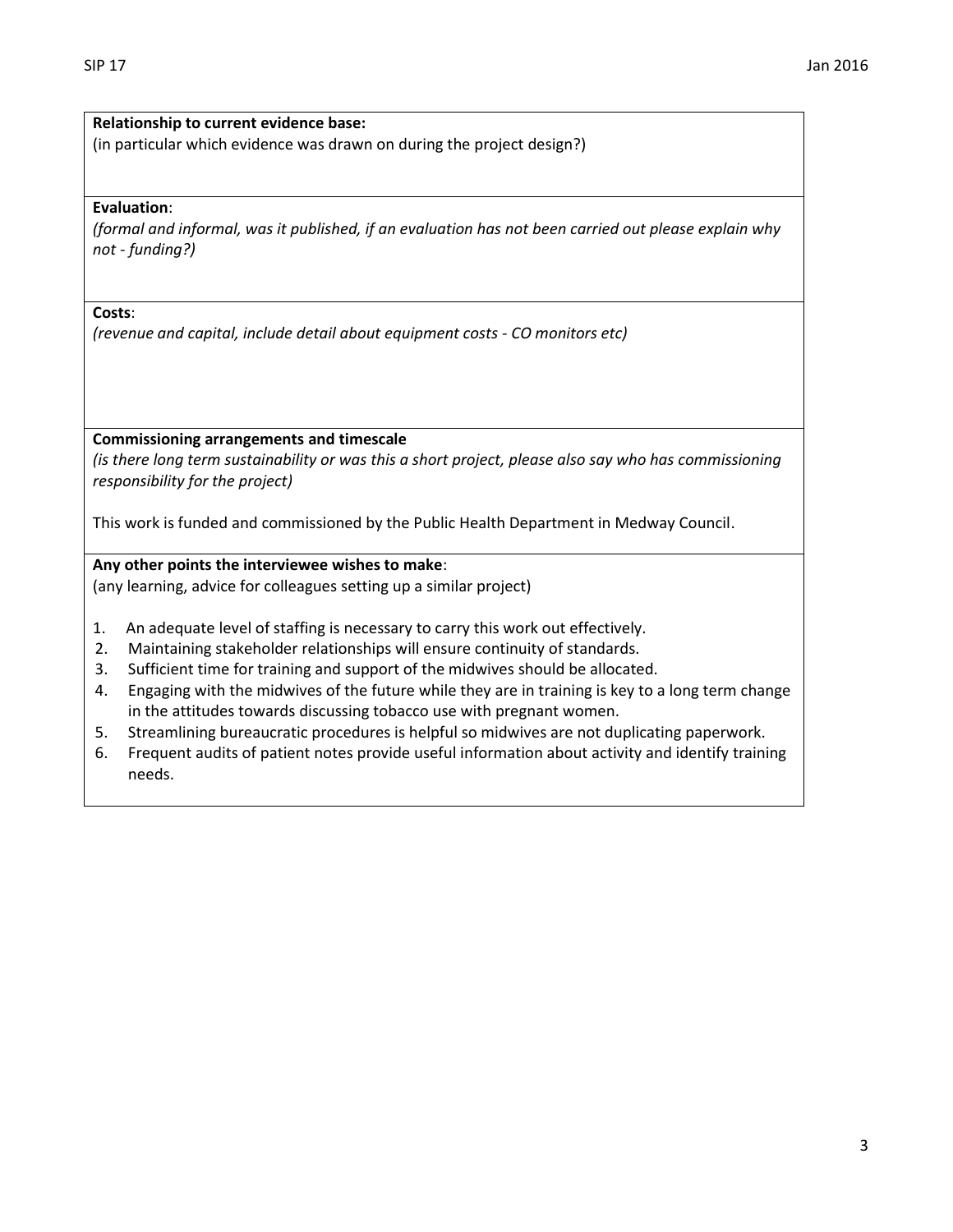**Relationship to current evidence base:**
(in particular which evidence was drawn on during the project design?)

**Evaluation**:
*(formal and informal, was it published, if an evaluation has not been carried out please explain why not - funding?)*

**Costs**:
*(revenue and capital, include detail about equipment costs - CO monitors etc)*

**Commissioning arrangements and timescale**
*(is there long term sustainability or was this a short project, please also say who has commissioning responsibility for the project)*

This work is funded and commissioned by the Public Health Department in Medway Council.

**Any other points the interviewee wishes to make**:
(any learning, advice for colleagues setting up a similar project)

1. An adequate level of staffing is necessary to carry this work out effectively.
2. Maintaining stakeholder relationships will ensure continuity of standards.
3. Sufficient time for training and support of the midwives should be allocated.
4. Engaging with the midwives of the future while they are in training is key to a long term change in the attitudes towards discussing tobacco use with pregnant women.
5. Streamlining bureaucratic procedures is helpful so midwives are not duplicating paperwork.
6. Frequent audits of patient notes provide useful information about activity and identify training needs.